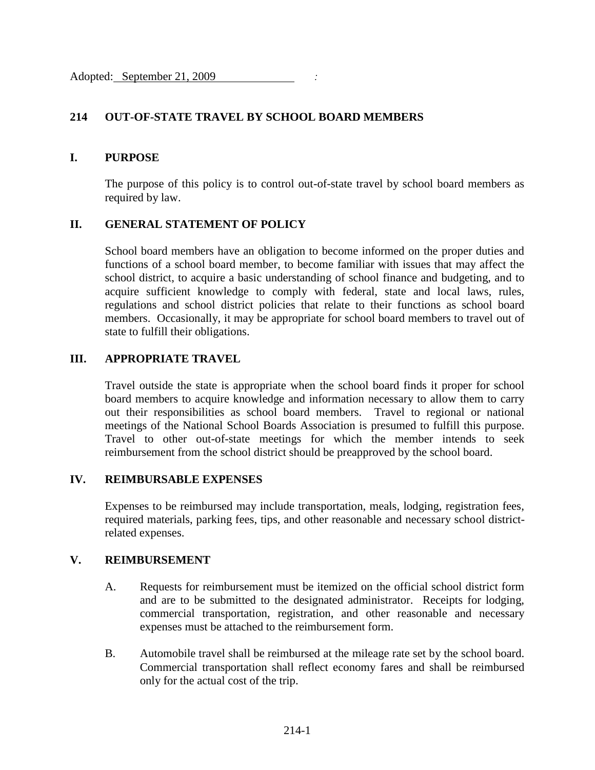Adopted: September 21, 2009 :

# 214 OUT-OF-STATE TRAVEL BY SCHOOL BOARD MEMBERS

## I. PURPOSE

The purpose of this policy is to control out-of-state travel by school board members as required by law.

## II. GENERAL STATEMENT OF POLICY

School board members have an obligation to become informed on the proper duties and functions of a school board member, to become familiar with issues that may affect the school district, to acquire a basic understanding of school finance and budgeting, and to acquire sufficient knowledge to comply with federal, state and local laws, rules, regulations and school district policies that relate to their functions as school board members. Occasionally, it may be appropriate for school board members to travel out of state to fulfill their obligations.

## III. APPROPRIATE TRAVEL

Travel outside the state is appropriate when the school board finds it proper for school board members to acquire knowledge and information necessary to allow them to carry out their responsibilities as school board members. Travel to regional or national meetings of the National School Boards Association is presumed to fulfill this purpose. Travel to other out-of-state meetings for which the member intends to seek reimbursement from the school district should be preapproved by the school board.

## IV. REIMBURSABLE EXPENSES

Expenses to be reimbursed may include transportation, meals, lodging, registration fees, required materials, parking fees, tips, and other reasonable and necessary school district-related expenses.

## V. REIMBURSEMENT

A. Requests for reimbursement must be itemized on the official school district form and are to be submitted to the designated administrator. Receipts for lodging, commercial transportation, registration, and other reasonable and necessary expenses must be attached to the reimbursement form.

B. Automobile travel shall be reimbursed at the mileage rate set by the school board. Commercial transportation shall reflect economy fares and shall be reimbursed only for the actual cost of the trip.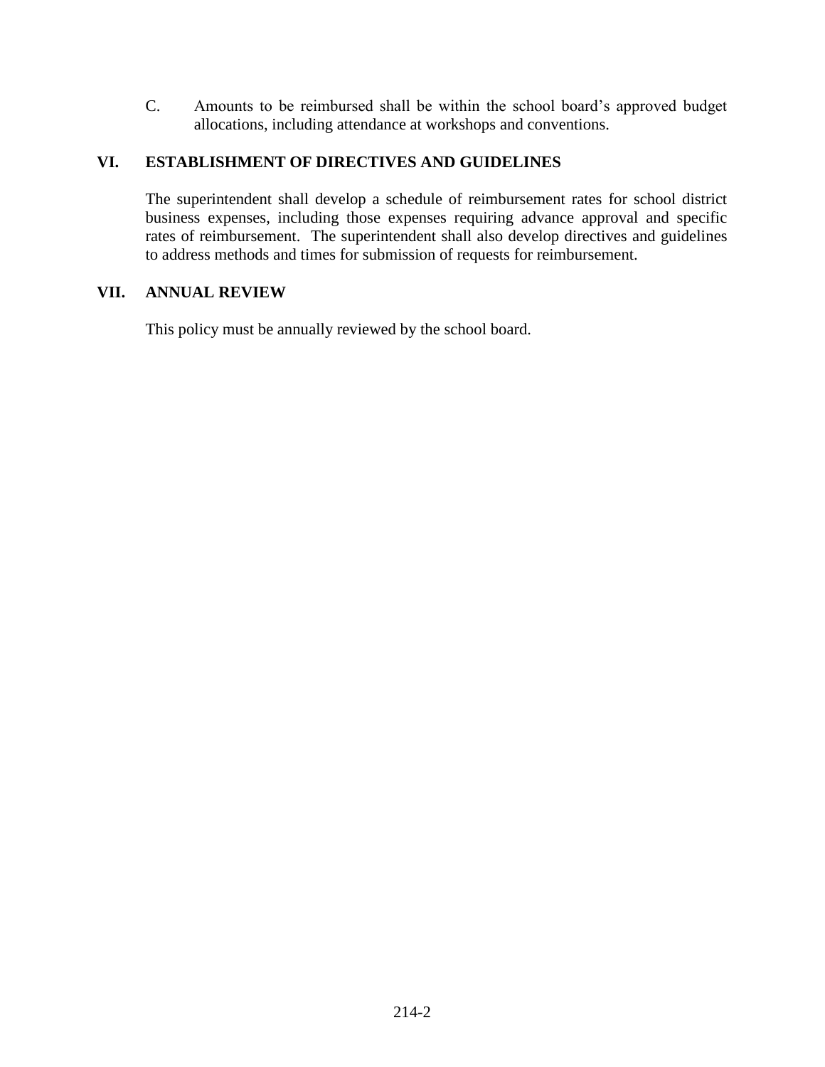C. Amounts to be reimbursed shall be within the school board's approved budget allocations, including attendance at workshops and conventions.

## VI. ESTABLISHMENT OF DIRECTIVES AND GUIDELINES

The superintendent shall develop a schedule of reimbursement rates for school district business expenses, including those expenses requiring advance approval and specific rates of reimbursement. The superintendent shall also develop directives and guidelines to address methods and times for submission of requests for reimbursement.

## VII. ANNUAL REVIEW

This policy must be annually reviewed by the school board.